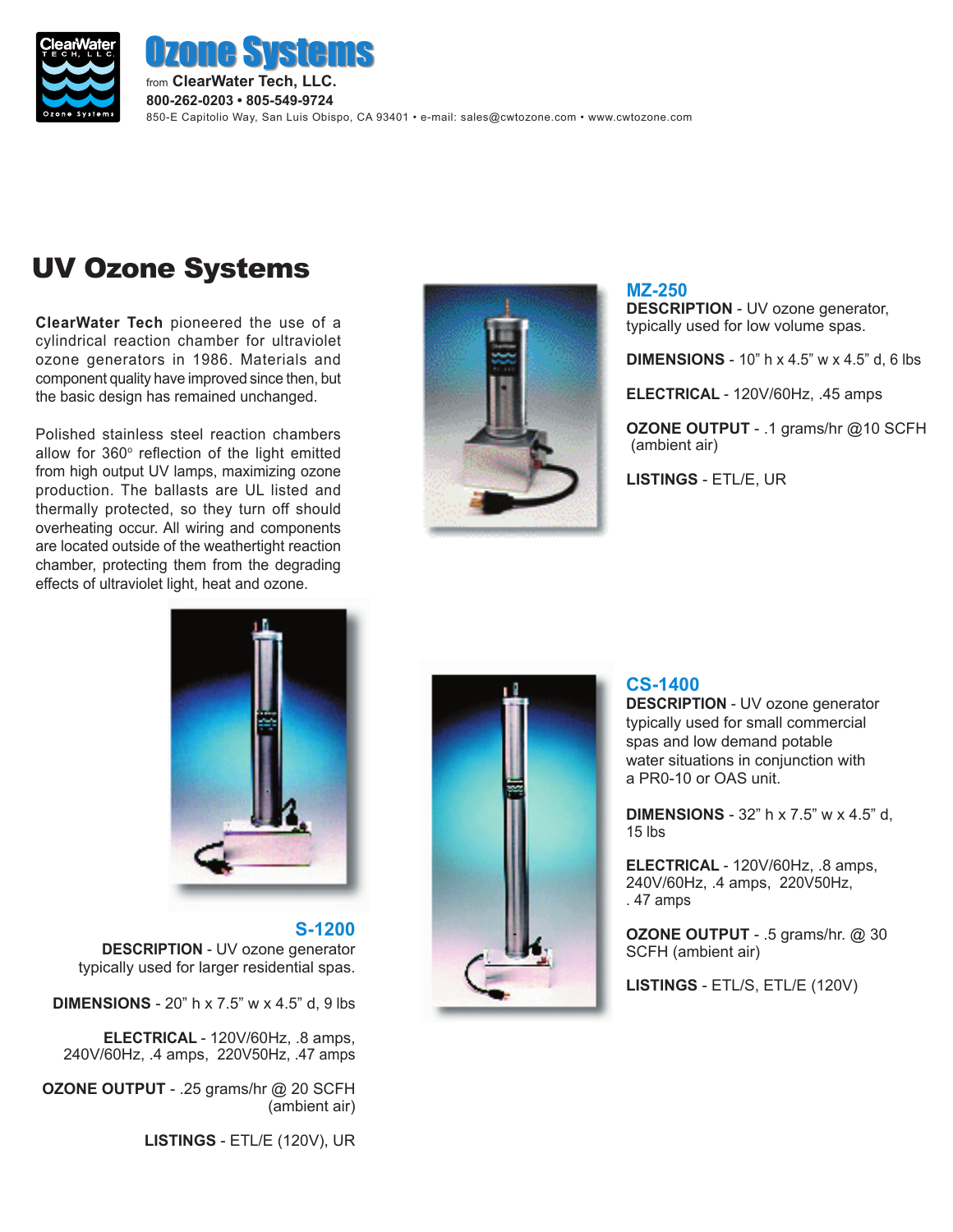# Ozone Systems

from **ClearWater Tech, LLC.**

**800-262-0203 • 805-549-9724**

850-E Capitolio Way, San Luis Obispo, CA 93401 • e-mail: sales@cwtozone.com • www.cwtozone.com

## UV Ozone Systems

**ClearWater Tech** pioneered the use of a cylindrical reaction chamber for ultraviolet ozone generators in 1986. Materials and component quality have improved since then, but the basic design has remained unchanged.

Polished stainless steel reaction chambers allow for 360° reflection of the light emitted from high output UV lamps, maximizing ozone production. The ballasts are UL listed and thermally protected, so they turn off should overheating occur. All wiring and components are located outside of the weathertight reaction chamber, protecting them from the degrading effects of ultraviolet light, heat and ozone.

### MZ-250

**DESCRIPTION** - UV ozone generator, typically used for low volume spas.

**DIMENSIONS** - 10" h x 4.5" w x 4.5" d, 6 lbs

**ELECTRICAL** - 120V/60Hz, .45 amps

**OZONE OUTPUT** - .1 grams/hr @10 SCFH (ambient air)

**LISTINGS** - ETL/E, UR

### S-1200

**DESCRIPTION** - UV ozone generator typically used for larger residential spas.

**DIMENSIONS** - 20" h x 7.5" w x 4.5" d, 9 lbs

**ELECTRICAL** - 120V/60Hz, .8 amps, 240V/60Hz, .4 amps, 220V50Hz, .47 amps

**OZONE OUTPUT** - .25 grams/hr @ 20 SCFH (ambient air)

**LISTINGS** - ETL/E (120V), UR

### CS-1400

**DESCRIPTION** - UV ozone generator typically used for small commercial spas and low demand potable water situations in conjunction with a PR0-10 or OAS unit.

**DIMENSIONS** - 32" h x 7.5" w x 4.5" d, 15 lbs

**ELECTRICAL** - 120V/60Hz, .8 amps, 240V/60Hz, .4 amps, 220V50Hz, . 47 amps

**OZONE OUTPUT** - .5 grams/hr. @ 30 SCFH (ambient air)

**LISTINGS** - ETL/S, ETL/E (120V)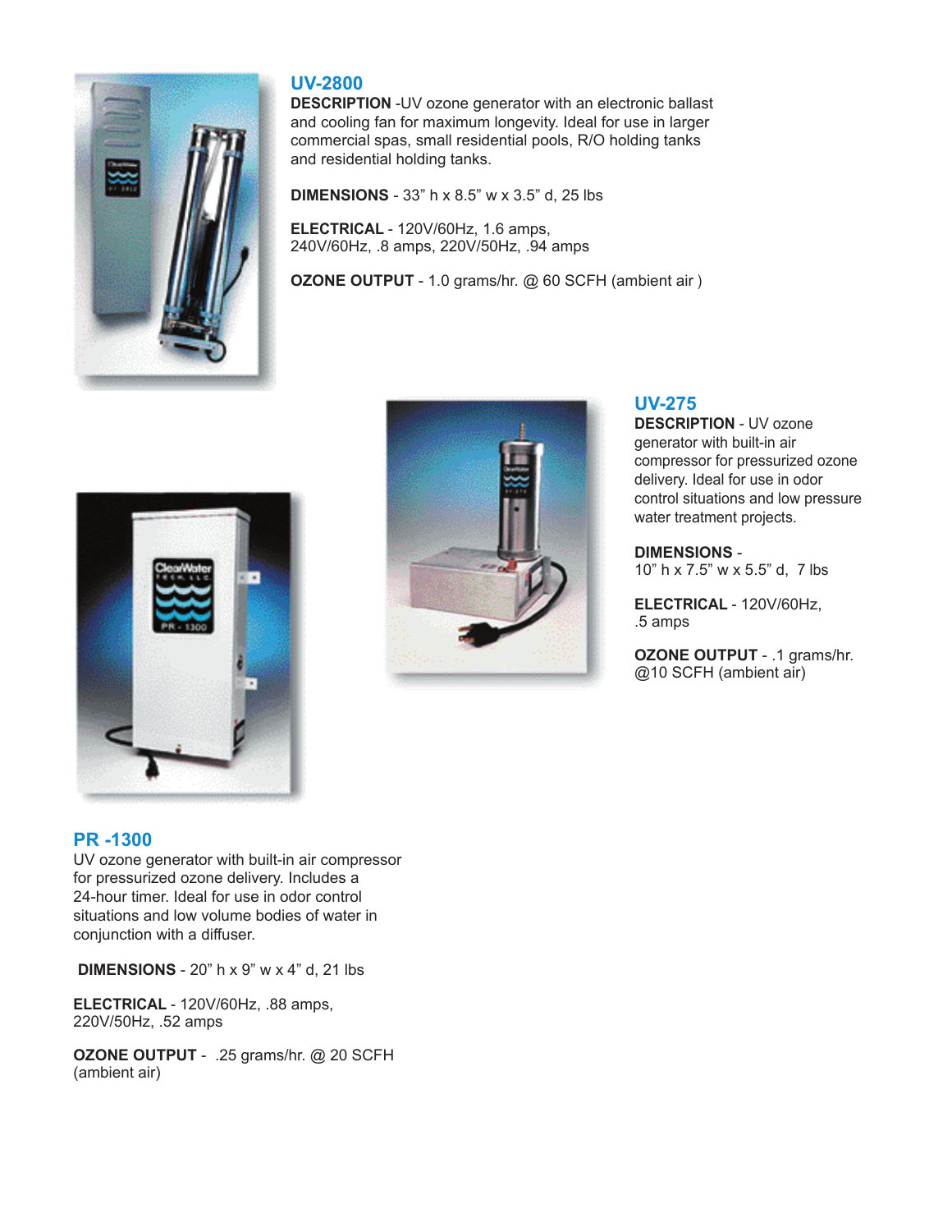## UV-2800

**DESCRIPTION** -UV ozone generator with an electronic ballast and cooling fan for maximum longevity. Ideal for use in larger commercial spas, small residential pools, R/O holding tanks and residential holding tanks.

**DIMENSIONS** - 33" h x 8.5" w x 3.5" d, 25 lbs

**ELECTRICAL** - 120V/60Hz, 1.6 amps, 240V/60Hz, .8 amps, 220V/50Hz, .94 amps

**OZONE OUTPUT** - 1.0 grams/hr. @ 60 SCFH (ambient air )

## UV-275

**DESCRIPTION** - UV ozone generator with built-in air compressor for pressurized ozone delivery. Ideal for use in odor control situations and low pressure water treatment projects.

**DIMENSIONS** - 10" h x 7.5" w x 5.5" d, 7 lbs

**ELECTRICAL** - 120V/60Hz, .5 amps

**OZONE OUTPUT** - .1 grams/hr. @10 SCFH (ambient air)

## PR -1300

UV ozone generator with built-in air compressor for pressurized ozone delivery. Includes a 24-hour timer. Ideal for use in odor control situations and low volume bodies of water in conjunction with a diffuser.

**DIMENSIONS** - 20" h x 9" w x 4" d, 21 lbs

**ELECTRICAL** - 120V/60Hz, .88 amps, 220V/50Hz, .52 amps

**OZONE OUTPUT** - .25 grams/hr. @ 20 SCFH (ambient air)